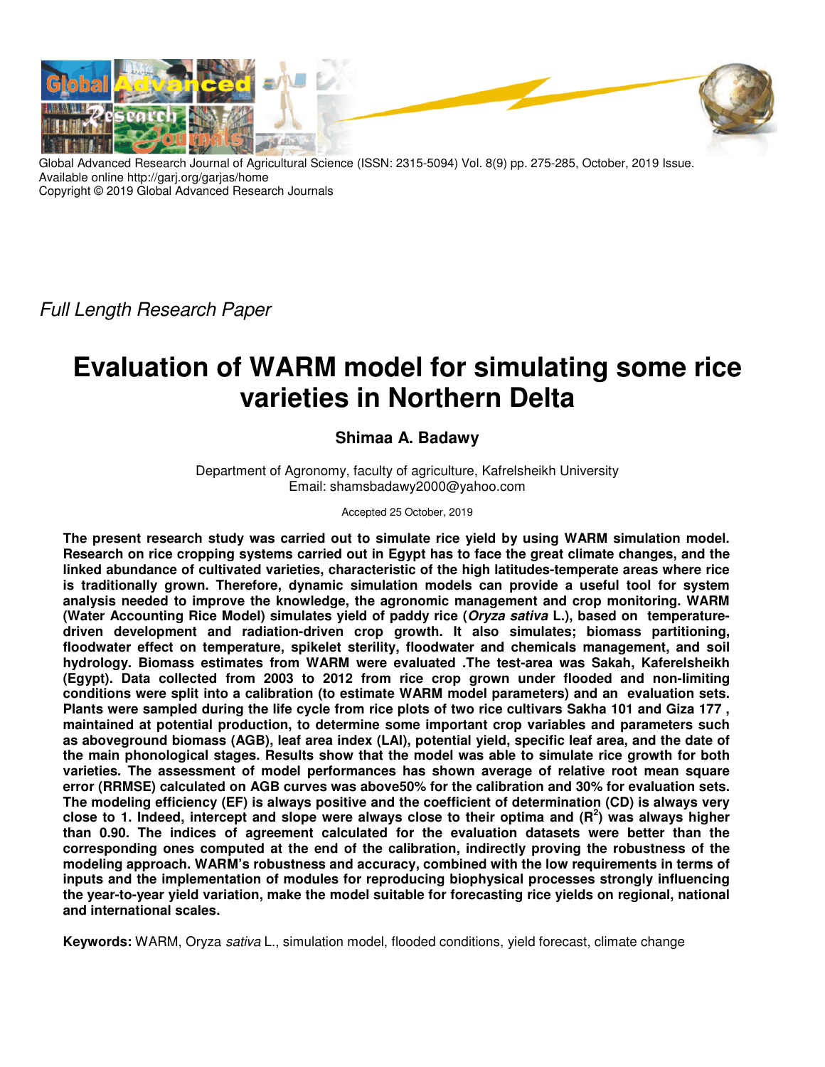Global Advanced Research Journal of Agricultural Science (ISSN: 2315-5094) Vol. 8(9) pp. 275-285, October, 2019 Issue.
Available online http://garj.org/garjas/home
Copyright © 2019 Global Advanced Research Journals

*Full Length Research Paper*

# Evaluation of WARM model for simulating some rice varieties in Northern Delta

**Shimaa A. Badawy**

Department of Agronomy, faculty of agriculture, Kafrelsheikh University
Email: shamsbadawy2000@yahoo.com

Accepted 25 October, 2019

**The present research study was carried out to simulate rice yield by using WARM simulation model. Research on rice cropping systems carried out in Egypt has to face the great climate changes, and the linked abundance of cultivated varieties, characteristic of the high latitudes-temperate areas where rice is traditionally grown. Therefore, dynamic simulation models can provide a useful tool for system analysis needed to improve the knowledge, the agronomic management and crop monitoring. WARM (Water Accounting Rice Model) simulates yield of paddy rice (*Oryza sativa* L.), based on temperature-driven development and radiation-driven crop growth. It also simulates; biomass partitioning, floodwater effect on temperature, spikelet sterility, floodwater and chemicals management, and soil hydrology. Biomass estimates from WARM were evaluated .The test-area was Sakah, Kaferelsheikh (Egypt). Data collected from 2003 to 2012 from rice crop grown under flooded and non-limiting conditions were split into a calibration (to estimate WARM model parameters) and an evaluation sets. Plants were sampled during the life cycle from rice plots of two rice cultivars Sakha 101 and Giza 177 , maintained at potential production, to determine some important crop variables and parameters such as aboveground biomass (AGB), leaf area index (LAI), potential yield, specific leaf area, and the date of the main phonological stages. Results show that the model was able to simulate rice growth for both varieties. The assessment of model performances has shown average of relative root mean square error (RRMSE) calculated on AGB curves was above50% for the calibration and 30% for evaluation sets. The modeling efficiency (EF) is always positive and the coefficient of determination (CD) is always very close to 1. Indeed, intercept and slope were always close to their optima and ($R^2$) was always higher than 0.90. The indices of agreement calculated for the evaluation datasets were better than the corresponding ones computed at the end of the calibration, indirectly proving the robustness of the modeling approach. WARM's robustness and accuracy, combined with the low requirements in terms of inputs and the implementation of modules for reproducing biophysical processes strongly influencing the year-to-year yield variation, make the model suitable for forecasting rice yields on regional, national and international scales.**

**Keywords:** WARM, Oryza *sativa* L., simulation model, flooded conditions, yield forecast, climate change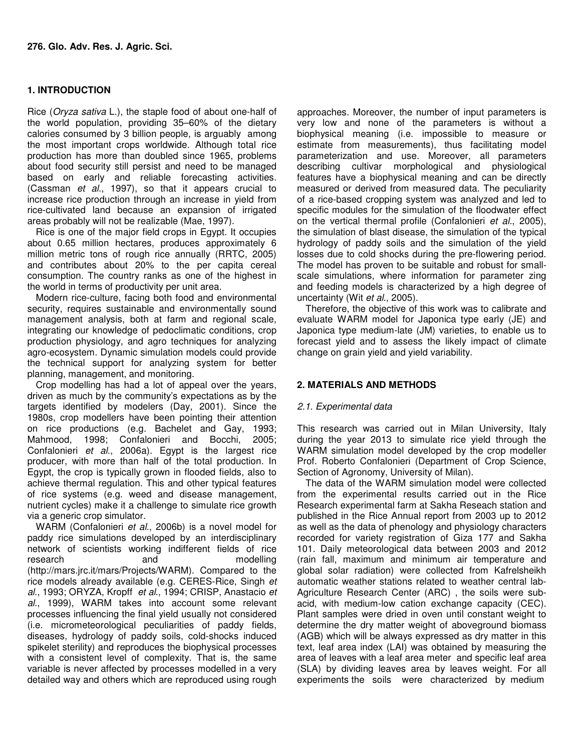## 1. INTRODUCTION

Rice (*Oryza sativa* L.), the staple food of about one-half of the world population, providing 35–60% of the dietary calories consumed by 3 billion people, is arguably among the most important crops worldwide. Although total rice production has more than doubled since 1965, problems about food security still persist and need to be managed based on early and reliable forecasting activities. (Cassman *et al*., 1997), so that it appears crucial to increase rice production through an increase in yield from rice-cultivated land because an expansion of irrigated areas probably will not be realizable (Mae, 1997).

Rice is one of the major field crops in Egypt. It occupies about 0.65 million hectares, produces approximately 6 million metric tons of rough rice annually (RRTC, 2005) and contributes about 20% to the per capita cereal consumption. The country ranks as one of the highest in the world in terms of productivity per unit area.

Modern rice-culture, facing both food and environmental security, requires sustainable and environmentally sound management analysis, both at farm and regional scale, integrating our knowledge of pedoclimatic conditions, crop production physiology, and agro techniques for analyzing agro-ecosystem. Dynamic simulation models could provide the technical support for analyzing system for better planning, management, and monitoring.

Crop modelling has had a lot of appeal over the years, driven as much by the community's expectations as by the targets identified by modelers (Day, 2001). Since the 1980s, crop modellers have been pointing their attention on rice productions (e.g. Bachelet and Gay, 1993; Mahmood, 1998; Confalonieri and Bocchi, 2005; Confalonieri *et al*., 2006a). Egypt is the largest rice producer, with more than half of the total production. In Egypt, the crop is typically grown in flooded fields, also to achieve thermal regulation. This and other typical features of rice systems (e.g. weed and disease management, nutrient cycles) make it a challenge to simulate rice growth via a generic crop simulator.

WARM (Confalonieri *et al*., 2006b) is a novel model for paddy rice simulations developed by an interdisciplinary network of scientists working indifferent fields of rice research and modelling (http://mars.jrc.it/mars/Projects/WARM). Compared to the rice models already available (e.g. CERES-Rice, Singh *et al*., 1993; ORYZA, Kropff *et al*., 1994; CRISP, Anastacio *et al*., 1999), WARM takes into account some relevant processes influencing the final yield usually not considered (i.e. micrometeorological peculiarities of paddy fields, diseases, hydrology of paddy soils, cold-shocks induced spikelet sterility) and reproduces the biophysical processes with a consistent level of complexity. That is, the same variable is never affected by processes modelled in a very detailed way and others which are reproduced using rough approaches. Moreover, the number of input parameters is very low and none of the parameters is without a biophysical meaning (i.e. impossible to measure or estimate from measurements), thus facilitating model parameterization and use. Moreover, all parameters describing cultivar morphological and physiological features have a biophysical meaning and can be directly measured or derived from measured data. The peculiarity of a rice-based cropping system was analyzed and led to specific modules for the simulation of the floodwater effect on the vertical thermal profile (Confalonieri *et al*., 2005), the simulation of blast disease, the simulation of the typical hydrology of paddy soils and the simulation of the yield losses due to cold shocks during the pre-flowering period. The model has proven to be suitable and robust for small-scale simulations, where information for parameter zing and feeding models is characterized by a high degree of uncertainty (Wit *et al*., 2005).

Therefore, the objective of this work was to calibrate and evaluate WARM model for Japonica type early (JE) and Japonica type medium-late (JM) varieties, to enable us to forecast yield and to assess the likely impact of climate change on grain yield and yield variability.

## 2. MATERIALS AND METHODS

### *2.1. Experimental data*

This research was carried out in Milan University, Italy during the year 2013 to simulate rice yield through the WARM simulation model developed by the crop modeller Prof. Roberto Confalonieri (Department of Crop Science, Section of Agronomy, University of Milan).

The data of the WARM simulation model were collected from the experimental results carried out in the Rice Research experimental farm at Sakha Reseach station and published in the Rice Annual report from 2003 up to 2012 as well as the data of phenology and physiology characters recorded for variety registration of Giza 177 and Sakha 101. Daily meteorological data between 2003 and 2012 (rain fall, maximum and minimum air temperature and global solar radiation) were collected from Kafrelsheikh automatic weather stations related to weather central lab-Agriculture Research Center (ARC) , the soils were sub-acid, with medium-low cation exchange capacity (CEC). Plant samples were dried in oven until constant weight to determine the dry matter weight of aboveground biomass (AGB) which will be always expressed as dry matter in this text, leaf area index (LAI) was obtained by measuring the area of leaves with a leaf area meter and specific leaf area (SLA) by dividing leaves area by leaves weight. For all experiments the soils were characterized by medium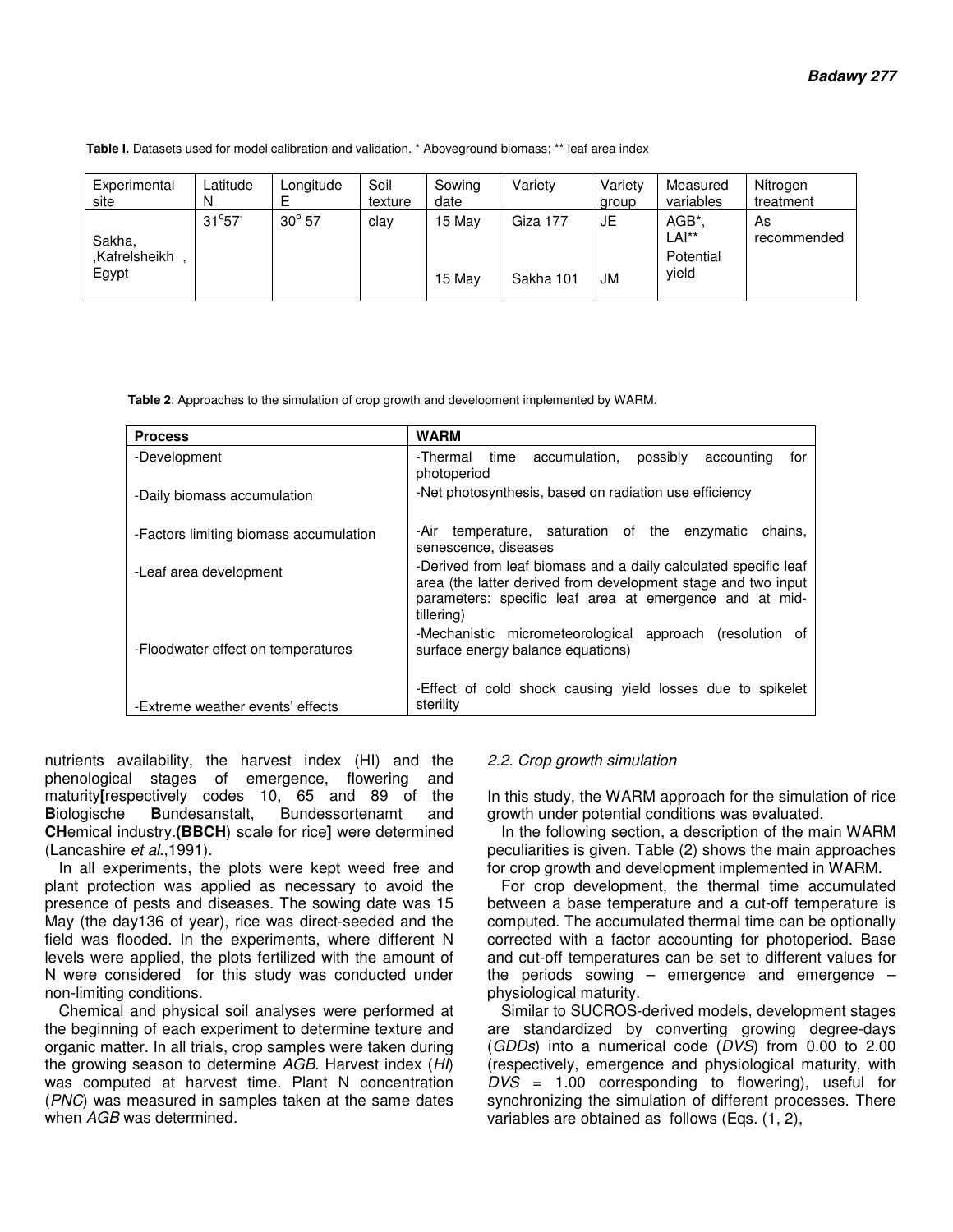**Table I.** Datasets used for model calibration and validation. * Aboveground biomass; ** leaf area index

| Experimental site | Latitude N | Longitude E | Soil texture | Sowing date | Variety | Variety group | Measured variables | Nitrogen treatment |
|---|---|---|---|---|---|---|---|---|
| Sakha, ,Kafrelsheikh , Egypt | 31°57' | 30° 57 | clay | 15 May | Giza 177 | JE | AGB*, LAI** Potential yield | As recommended |
| | | | | 15 May | Sakha 101 | JM | | |

**Table 2**: Approaches to the simulation of crop growth and development implemented by WARM.

| **Process** | **WARM** |
|---|---|
| -Development | -Thermal time accumulation, possibly accounting for photoperiod |
| -Daily biomass accumulation | -Net photosynthesis, based on radiation use efficiency |
| -Factors limiting biomass accumulation | -Air temperature, saturation of the enzymatic chains, senescence, diseases |
| -Leaf area development | -Derived from leaf biomass and a daily calculated specific leaf area (the latter derived from development stage and two input parameters: specific leaf area at emergence and at mid-tillering) |
| -Floodwater effect on temperatures | -Mechanistic micrometeorological approach (resolution of surface energy balance equations) |
| -Extreme weather events' effects | -Effect of cold shock causing yield losses due to spikelet sterility |

nutrients availability, the harvest index (HI) and the phenological stages of emergence, flowering and maturity**[**respectively codes 10, 65 and 89 of the **B**iologische **B**undesanstalt, Bundessortenamt and **CH**emical industry.**(BBCH**) scale for rice**]** were determined (Lancashire *et al.*,1991).

In all experiments, the plots were kept weed free and plant protection was applied as necessary to avoid the presence of pests and diseases. The sowing date was 15 May (the day136 of year), rice was direct-seeded and the field was flooded. In the experiments, where different N levels were applied, the plots fertilized with the amount of N were considered for this study was conducted under non-limiting conditions.

Chemical and physical soil analyses were performed at the beginning of each experiment to determine texture and organic matter. In all trials, crop samples were taken during the growing season to determine *AGB*. Harvest index (*HI*) was computed at harvest time. Plant N concentration (*PNC*) was measured in samples taken at the same dates when *AGB* was determined.

*2.2. Crop growth simulation*

In this study, the WARM approach for the simulation of rice growth under potential conditions was evaluated.

In the following section, a description of the main WARM peculiarities is given. Table (2) shows the main approaches for crop growth and development implemented in WARM.

For crop development, the thermal time accumulated between a base temperature and a cut-off temperature is computed. The accumulated thermal time can be optionally corrected with a factor accounting for photoperiod. Base and cut-off temperatures can be set to different values for the periods sowing – emergence and emergence – physiological maturity.

Similar to SUCROS-derived models, development stages are standardized by converting growing degree-days (*GDDs*) into a numerical code (*DVS*) from 0.00 to 2.00 (respectively, emergence and physiological maturity, with *DVS* = 1.00 corresponding to flowering), useful for synchronizing the simulation of different processes. There variables are obtained as follows (Eqs. (1, 2),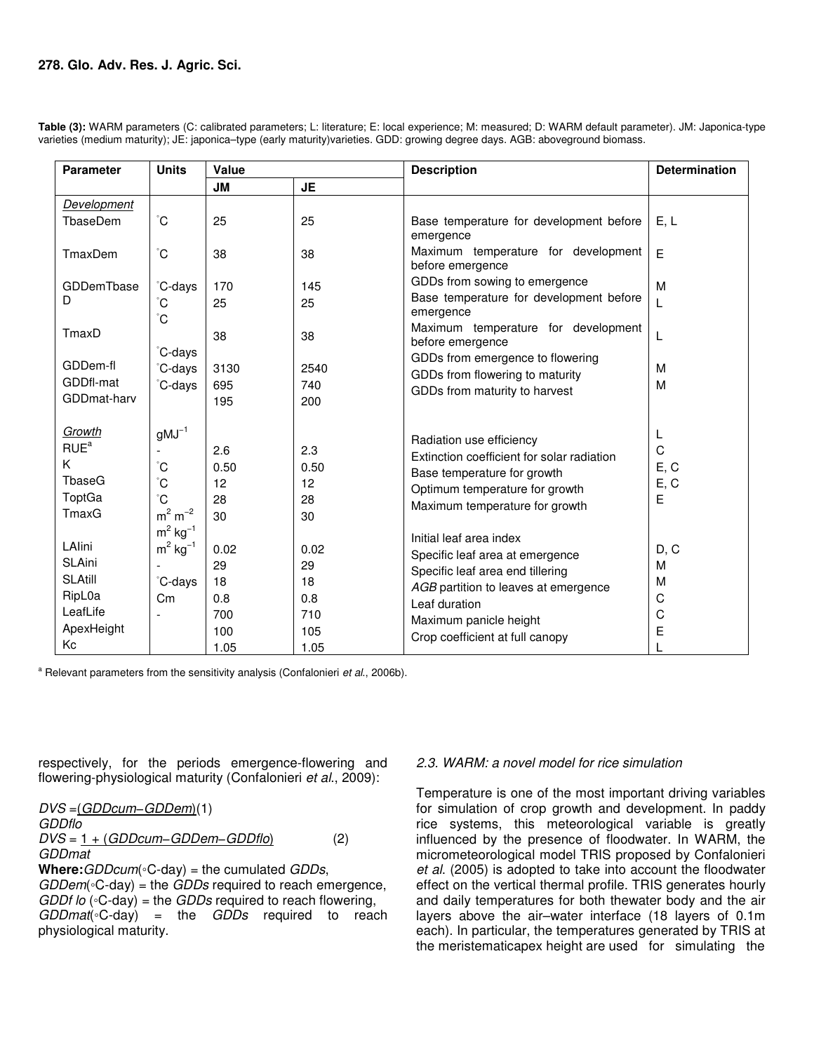**Table (3):** WARM parameters (C: calibrated parameters; L: literature; E: local experience; M: measured; D: WARM default parameter). JM: Japonica-type varieties (medium maturity); JE: japonica–type (early maturity)varieties. GDD: growing degree days. AGB: aboveground biomass.

| Parameter | Units | Value | | Description | Determination |
|---|---|---|---|---|---|
| | | JM | JE | | |
| *Development* | | | | | |
| TbaseDem | °C | 25 | 25 | Base temperature for development before emergence | E, L |
| TmaxDem | °C | 38 | 38 | Maximum temperature for development before emergence | E |
| GDDemTbaseD | °C-days | 170 | 145 | GDDs from sowing to emergence | M |
| | °C | 25 | 25 | Base temperature for development before emergence | L |
| TmaxD | °C | 38 | 38 | Maximum temperature for development before emergence | L |
| GDDem-fl | °C-days | 3130 | 2540 | GDDs from emergence to flowering | M |
| GDDfl-mat | °C-days | 695 | 740 | GDDs from flowering to maturity | M |
| GDDmat-harv | °C-days | 195 | 200 | GDDs from maturity to harvest | |
| *Growth* | | | | | |
| RUE[a] | $gMJ^{-1}$ | 2.6 | 2.3 | Radiation use efficiency | L |
| K | - | 0.50 | 0.50 | Extinction coefficient for solar radiation | C |
| TbaseG | °C | 12 | 12 | Base temperature for growth | E, C |
| ToptGa | °C | 28 | 28 | Optimum temperature for growth | E, C |
| TmaxG | °C | 30 | 30 | Maximum temperature for growth | E |
| LAIini | $m^2\ m^{-2}$ | 0.02 | 0.02 | Initial leaf area index | D, C |
| SLAini | $m^2\ kg^{-1}$ | 29 | 29 | Specific leaf area at emergence | M |
| SLAtill | $m^2\ kg^{-1}$ | 18 | 18 | Specific leaf area end tillering | M |
| RipL0a | - | 0.8 | 0.8 | *AGB* partition to leaves at emergence | C |
| LeafLife | °C-days | 700 | 710 | Leaf duration | C |
| ApexHeight | Cm | 100 | 105 | Maximum panicle height | E |
| Kc | - | 1.05 | 1.05 | Crop coefficient at full canopy | L |

[a] Relevant parameters from the sensitivity analysis (Confalonieri *et al.*, 2006b).

respectively, for the periods emergence-flowering and flowering-physiological maturity (Confalonieri *et al.*, 2009):

$$DVS = \frac{(GDDcum - GDDem)}{GDDflo} \quad (1)$$

$$DVS = 1 + \frac{(GDDcum - GDDem - GDDflo)}{GDDmat} \quad (2)$$

**Where:** *GDDcum*(◦C-day) = the cumulated *GDDs*, *GDDem*(◦C-day) = the *GDDs* required to reach emergence, *GDDf lo* (◦C-day) = the *GDDs* required to reach flowering, *GDDmat*(◦C-day) = the *GDDs* required to reach physiological maturity.

### *2.3. WARM: a novel model for rice simulation*

Temperature is one of the most important driving variables for simulation of crop growth and development. In paddy rice systems, this meteorological variable is greatly influenced by the presence of floodwater. In WARM, the micrometeorological model TRIS proposed by Confalonieri *et al.* (2005) is adopted to take into account the floodwater effect on the vertical thermal profile. TRIS generates hourly and daily temperatures for both thewater body and the air layers above the air–water interface (18 layers of 0.1m each). In particular, the temperatures generated by TRIS at the meristematicapex height are used for simulating the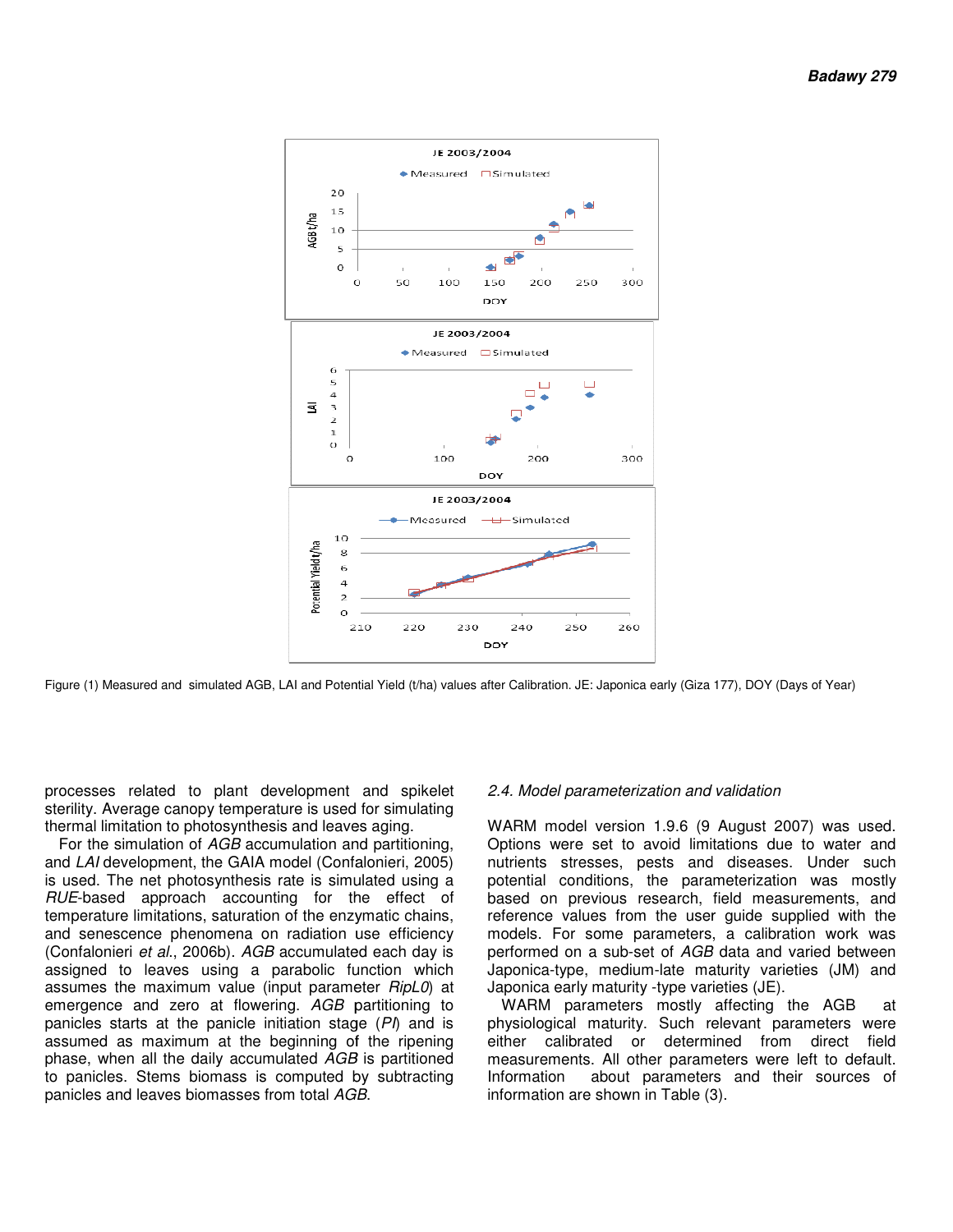Figure (1) Measured and simulated AGB, LAI and Potential Yield (t/ha) values after Calibration. JE: Japonica early (Giza 177), DOY (Days of Year)

processes related to plant development and spikelet sterility. Average canopy temperature is used for simulating thermal limitation to photosynthesis and leaves aging.

For the simulation of *AGB* accumulation and partitioning, and *LAI* development, the GAIA model (Confalonieri, 2005) is used. The net photosynthesis rate is simulated using a *RUE*-based approach accounting for the effect of temperature limitations, saturation of the enzymatic chains, and senescence phenomena on radiation use efficiency (Confalonieri *et al*., 2006b). *AGB* accumulated each day is assigned to leaves using a parabolic function which assumes the maximum value (input parameter *RipL0*) at emergence and zero at flowering. *AGB* partitioning to panicles starts at the panicle initiation stage (*PI*) and is assumed as maximum at the beginning of the ripening phase, when all the daily accumulated *AGB* is partitioned to panicles. Stems biomass is computed by subtracting panicles and leaves biomasses from total *AGB*.

### *2.4. Model parameterization and validation*

WARM model version 1.9.6 (9 August 2007) was used. Options were set to avoid limitations due to water and nutrients stresses, pests and diseases. Under such potential conditions, the parameterization was mostly based on previous research, field measurements, and reference values from the user guide supplied with the models. For some parameters, a calibration work was performed on a sub-set of *AGB* data and varied between Japonica-type, medium-late maturity varieties (JM) and Japonica early maturity -type varieties (JE).

WARM parameters mostly affecting the AGB at physiological maturity. Such relevant parameters were either calibrated or determined from direct field measurements. All other parameters were left to default. Information about parameters and their sources of information are shown in Table (3).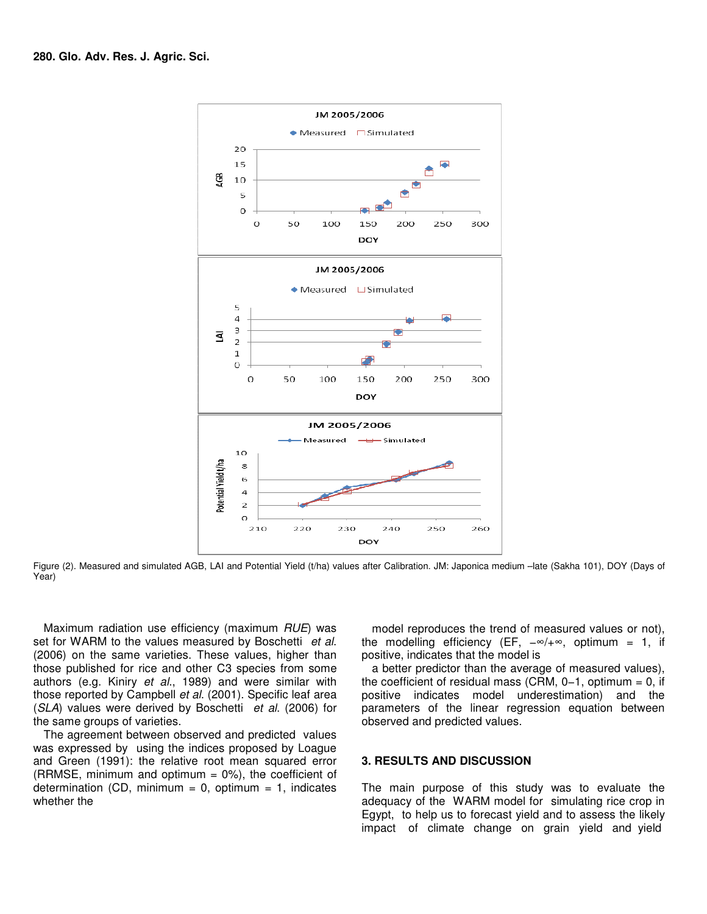Figure (2). Measured and simulated AGB, LAI and Potential Yield (t/ha) values after Calibration. JM: Japonica medium –late (Sakha 101), DOY (Days of Year)

Maximum radiation use efficiency (maximum *RUE*) was set for WARM to the values measured by Boschetti *et al.* (2006) on the same varieties. These values, higher than those published for rice and other C3 species from some authors (e.g. Kiniry *et al.*, 1989) and were similar with those reported by Campbell *et al.* (2001). Specific leaf area (*SLA*) values were derived by Boschetti *et al.* (2006) for the same groups of varieties.

The agreement between observed and predicted values was expressed by using the indices proposed by Loague and Green (1991): the relative root mean squared error (RRMSE, minimum and optimum = 0%), the coefficient of determination (CD, minimum = 0, optimum = 1, indicates whether the model reproduces the trend of measured values or not), the modelling efficiency (EF, −∞/+∞, optimum = 1, if positive, indicates that the model is a better predictor than the average of measured values), the coefficient of residual mass (CRM, 0–1, optimum = 0, if positive indicates model underestimation) and the parameters of the linear regression equation between observed and predicted values.

## 3. RESULTS AND DISCUSSION

The main purpose of this study was to evaluate the adequacy of the WARM model for simulating rice crop in Egypt, to help us to forecast yield and to assess the likely impact of climate change on grain yield and yield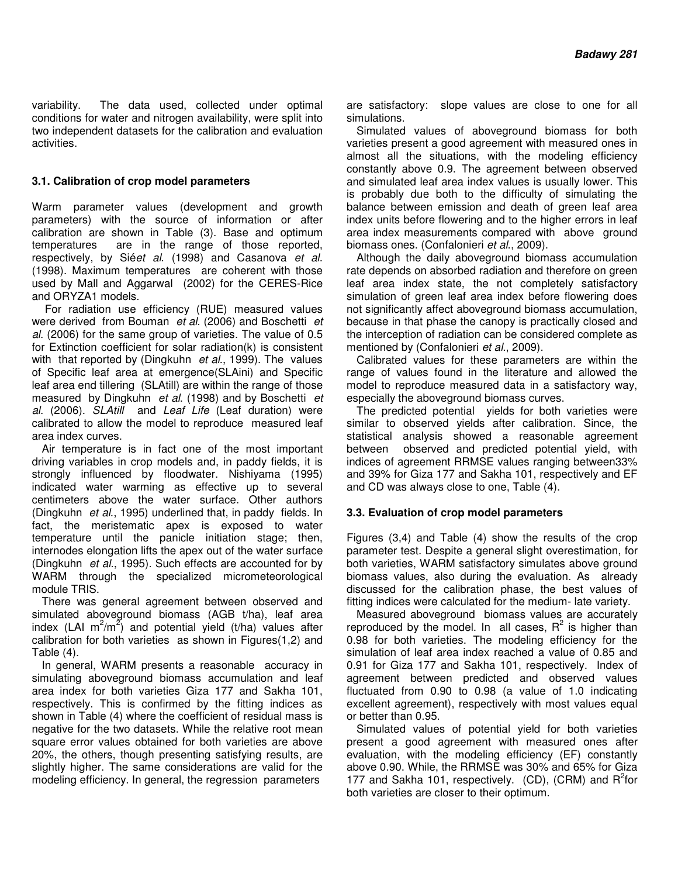variability. The data used, collected under optimal conditions for water and nitrogen availability, were split into two independent datasets for the calibration and evaluation activities.

### 3.1. Calibration of crop model parameters

Warm parameter values (development and growth parameters) with the source of information or after calibration are shown in Table (3). Base and optimum temperatures are in the range of those reported, respectively, by Siéet *al*. (1998) and Casanova *et al*. (1998). Maximum temperatures are coherent with those used by Mall and Aggarwal (2002) for the CERES-Rice and ORYZA1 models.

For radiation use efficiency (RUE) measured values were derived from Bouman *et al*. (2006) and Boschetti *et al*. (2006) for the same group of varieties. The value of 0.5 for Extinction coefficient for solar radiation(k) is consistent with that reported by (Dingkuhn *et al*., 1999). The values of Specific leaf area at emergence(SLAini) and Specific leaf area end tillering (SLAtill) are within the range of those measured by Dingkuhn *et al*. (1998) and by Boschetti *et al*. (2006). *SLAtill* and *Leaf Life* (Leaf duration) were calibrated to allow the model to reproduce measured leaf area index curves.

Air temperature is in fact one of the most important driving variables in crop models and, in paddy fields, it is strongly influenced by floodwater. Nishiyama (1995) indicated water warming as effective up to several centimeters above the water surface. Other authors (Dingkuhn *et al*., 1995) underlined that, in paddy fields. In fact, the meristematic apex is exposed to water temperature until the panicle initiation stage; then, internodes elongation lifts the apex out of the water surface (Dingkuhn *et al*., 1995). Such effects are accounted for by WARM through the specialized micrometeorological module TRIS.

There was general agreement between observed and simulated aboveground biomass (AGB t/ha), leaf area index (LAI $m^2/m^2$) and potential yield (t/ha) values after calibration for both varieties as shown in Figures(1,2) and Table (4).

In general, WARM presents a reasonable accuracy in simulating aboveground biomass accumulation and leaf area index for both varieties Giza 177 and Sakha 101, respectively. This is confirmed by the fitting indices as shown in Table (4) where the coefficient of residual mass is negative for the two datasets. While the relative root mean square error values obtained for both varieties are above 20%, the others, though presenting satisfying results, are slightly higher. The same considerations are valid for the modeling efficiency. In general, the regression parameters are satisfactory: slope values are close to one for all simulations.

Simulated values of aboveground biomass for both varieties present a good agreement with measured ones in almost all the situations, with the modeling efficiency constantly above 0.9. The agreement between observed and simulated leaf area index values is usually lower. This is probably due both to the difficulty of simulating the balance between emission and death of green leaf area index units before flowering and to the higher errors in leaf area index measurements compared with above ground biomass ones. (Confalonieri *et al*., 2009).

Although the daily aboveground biomass accumulation rate depends on absorbed radiation and therefore on green leaf area index state, the not completely satisfactory simulation of green leaf area index before flowering does not significantly affect aboveground biomass accumulation, because in that phase the canopy is practically closed and the interception of radiation can be considered complete as mentioned by (Confalonieri *et al*., 2009).

Calibrated values for these parameters are within the range of values found in the literature and allowed the model to reproduce measured data in a satisfactory way, especially the aboveground biomass curves.

The predicted potential yields for both varieties were similar to observed yields after calibration. Since, the statistical analysis showed a reasonable agreement between observed and predicted potential yield, with indices of agreement RRMSE values ranging between33% and 39% for Giza 177 and Sakha 101, respectively and EF and CD was always close to one, Table (4).

### 3.3. Evaluation of crop model parameters

Figures (3,4) and Table (4) show the results of the crop parameter test. Despite a general slight overestimation, for both varieties, WARM satisfactory simulates above ground biomass values, also during the evaluation. As already discussed for the calibration phase, the best values of fitting indices were calculated for the medium- late variety.

Measured aboveground biomass values are accurately reproduced by the model. In all cases, $R^2$ is higher than 0.98 for both varieties. The modeling efficiency for the simulation of leaf area index reached a value of 0.85 and 0.91 for Giza 177 and Sakha 101, respectively. Index of agreement between predicted and observed values fluctuated from 0.90 to 0.98 (a value of 1.0 indicating excellent agreement), respectively with most values equal or better than 0.95.

Simulated values of potential yield for both varieties present a good agreement with measured ones after evaluation, with the modeling efficiency (EF) constantly above 0.90. While, the RRMSE was 30% and 65% for Giza 177 and Sakha 101, respectively. (CD), (CRM) and $R^2$for both varieties are closer to their optimum.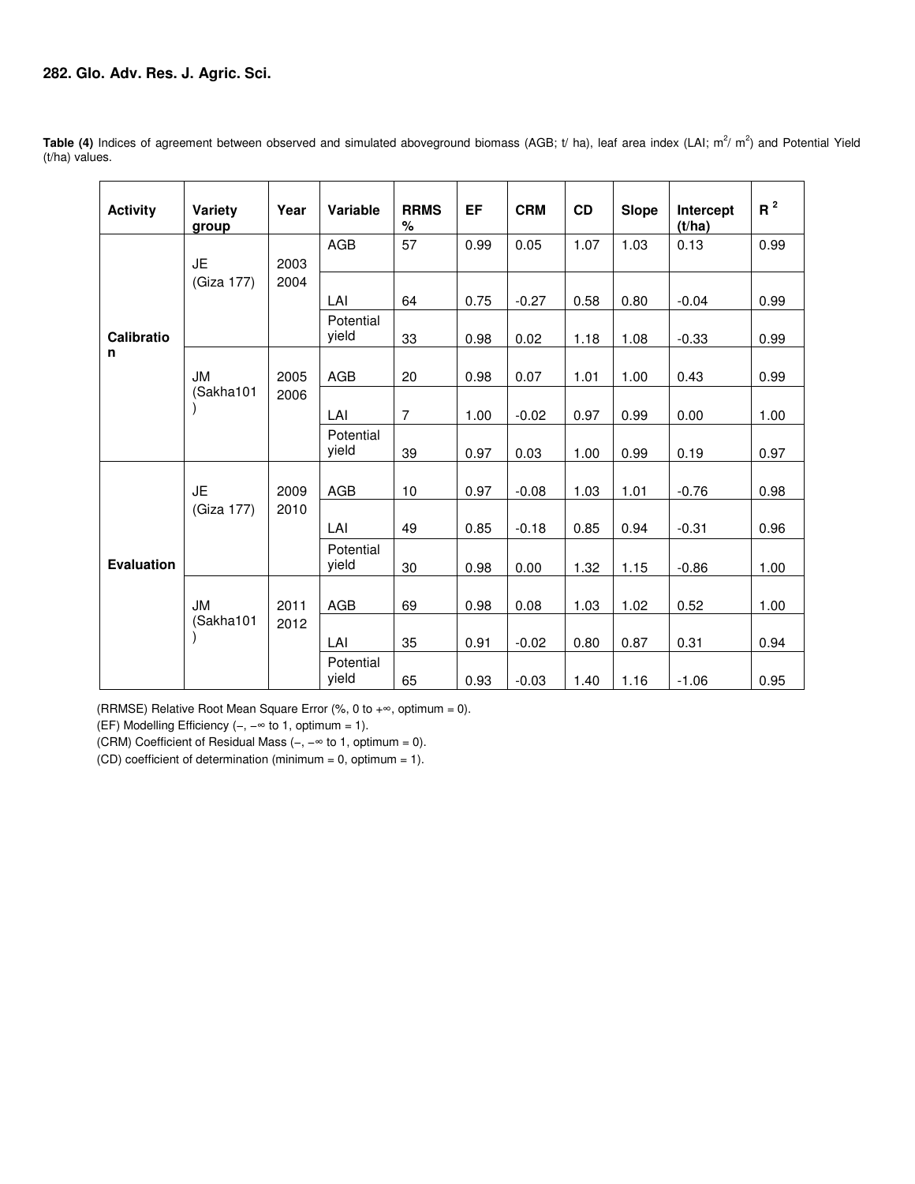**Table (4)** Indices of agreement between observed and simulated aboveground biomass (AGB; t/ ha), leaf area index (LAI; $m^2$/ $m^2$) and Potential Yield (t/ha) values.

| Activity | Variety group | Year | Variable | RRMS % | EF | CRM | CD | Slope | Intercept (t/ha) | $R^2$ |
|---|---|---|---|---|---|---|---|---|---|---|
| Calibration | JE (Giza 177) | 2003 2004 | AGB | 57 | 0.99 | 0.05 | 1.07 | 1.03 | 0.13 | 0.99 |
| | | | LAI | 64 | 0.75 | -0.27 | 0.58 | 0.80 | -0.04 | 0.99 |
| | | | Potential yield | 33 | 0.98 | 0.02 | 1.18 | 1.08 | -0.33 | 0.99 |
| | JM (Sakha101) | 2005 2006 | AGB | 20 | 0.98 | 0.07 | 1.01 | 1.00 | 0.43 | 0.99 |
| | | | LAI | 7 | 1.00 | -0.02 | 0.97 | 0.99 | 0.00 | 1.00 |
| | | | Potential yield | 39 | 0.97 | 0.03 | 1.00 | 0.99 | 0.19 | 0.97 |
| Evaluation | JE (Giza 177) | 2009 2010 | AGB | 10 | 0.97 | -0.08 | 1.03 | 1.01 | -0.76 | 0.98 |
| | | | LAI | 49 | 0.85 | -0.18 | 0.85 | 0.94 | -0.31 | 0.96 |
| | | | Potential yield | 30 | 0.98 | 0.00 | 1.32 | 1.15 | -0.86 | 1.00 |
| | JM (Sakha101) | 2011 2012 | AGB | 69 | 0.98 | 0.08 | 1.03 | 1.02 | 0.52 | 1.00 |
| | | | LAI | 35 | 0.91 | -0.02 | 0.80 | 0.87 | 0.31 | 0.94 |
| | | | Potential yield | 65 | 0.93 | -0.03 | 1.40 | 1.16 | -1.06 | 0.95 |

(RRMSE) Relative Root Mean Square Error (%, 0 to $+\infty$, optimum = 0).

(EF) Modelling Efficiency (–, $-\infty$ to 1, optimum = 1).

(CRM) Coefficient of Residual Mass (–, $-\infty$ to 1, optimum = 0).

(CD) coefficient of determination (minimum = 0, optimum = 1).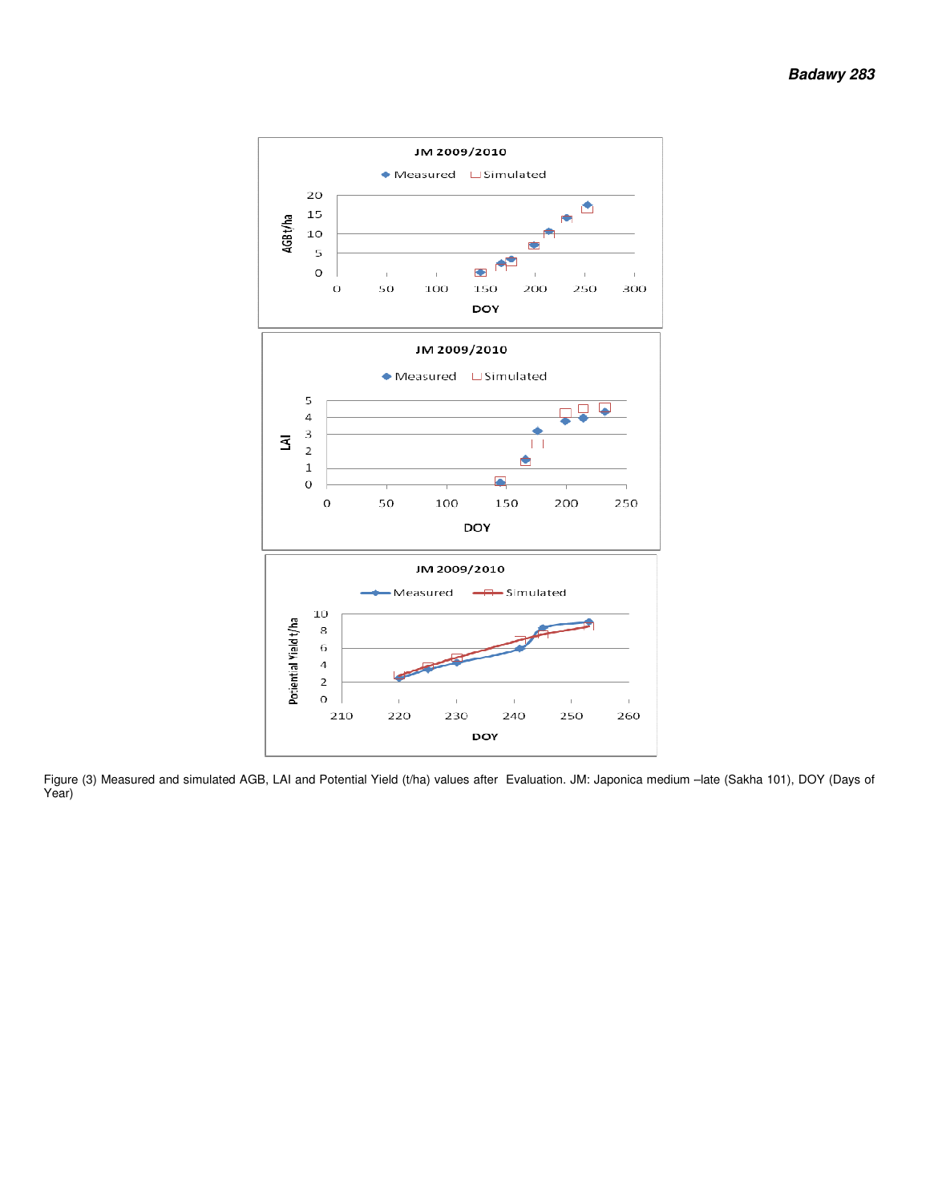Figure (3) Measured and simulated AGB, LAI and Potential Yield (t/ha) values after Evaluation. JM: Japonica medium –late (Sakha 101), DOY (Days of Year)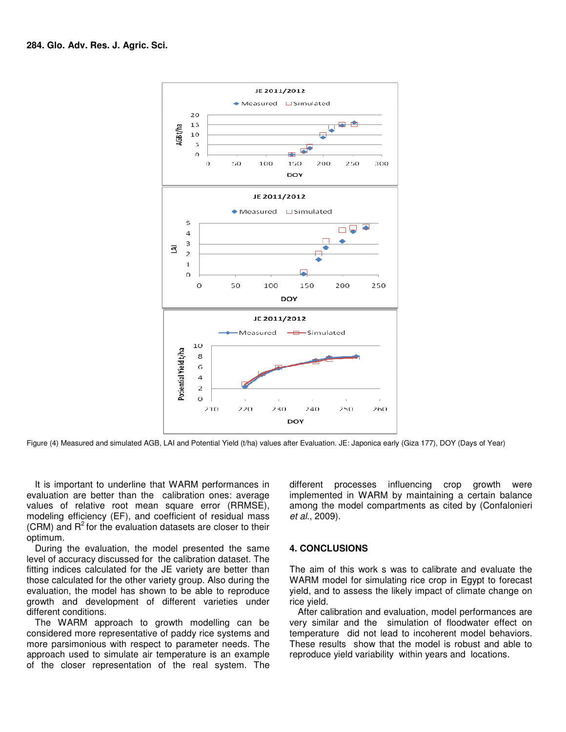Figure (4) Measured and simulated AGB, LAI and Potential Yield (t/ha) values after Evaluation. JE: Japonica early (Giza 177), DOY (Days of Year)

It is important to underline that WARM performances in evaluation are better than the calibration ones: average values of relative root mean square error (RRMSE), modeling efficiency (EF), and coefficient of residual mass (CRM) and $R^2$ for the evaluation datasets are closer to their optimum.

During the evaluation, the model presented the same level of accuracy discussed for the calibration dataset. The fitting indices calculated for the JE variety are better than those calculated for the other variety group. Also during the evaluation, the model has shown to be able to reproduce growth and development of different varieties under different conditions.

The WARM approach to growth modelling can be considered more representative of paddy rice systems and more parsimonious with respect to parameter needs. The approach used to simulate air temperature is an example of the closer representation of the real system. The different processes influencing crop growth were implemented in WARM by maintaining a certain balance among the model compartments as cited by (Confalonieri *et al*., 2009).

## 4. CONCLUSIONS

The aim of this work s was to calibrate and evaluate the WARM model for simulating rice crop in Egypt to forecast yield, and to assess the likely impact of climate change on rice yield.

After calibration and evaluation, model performances are very similar and the simulation of floodwater effect on temperature did not lead to incoherent model behaviors. These results show that the model is robust and able to reproduce yield variability within years and locations.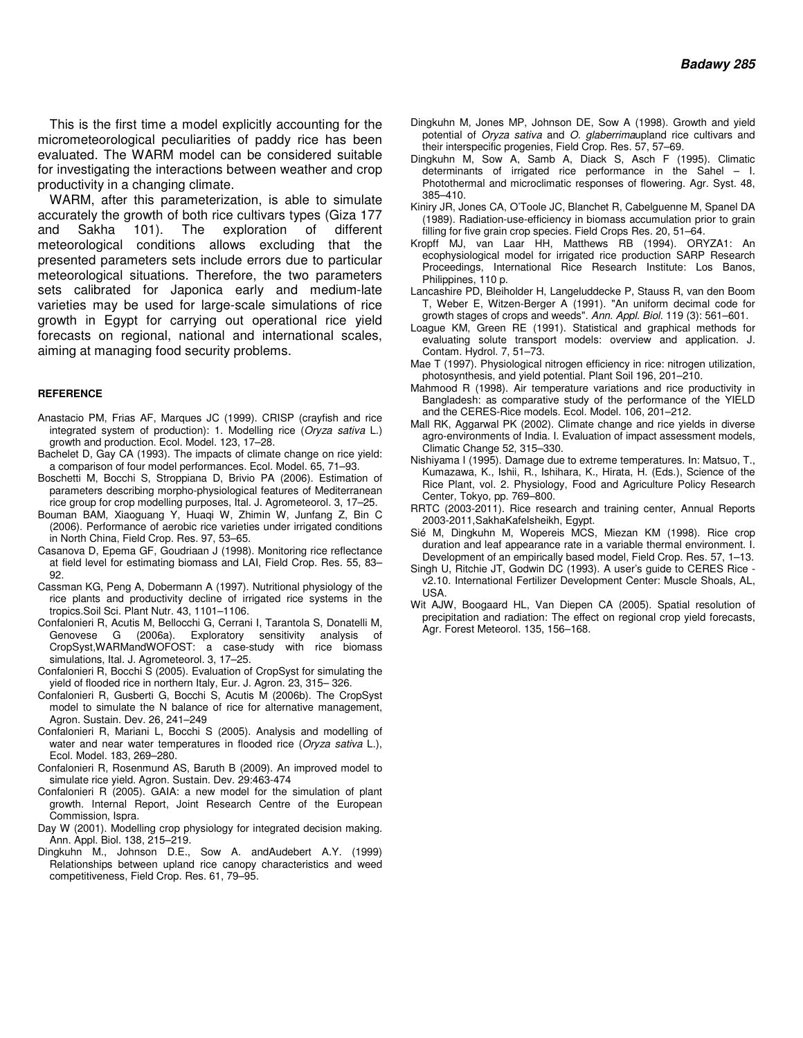This is the first time a model explicitly accounting for the micrometeorological peculiarities of paddy rice has been evaluated. The WARM model can be considered suitable for investigating the interactions between weather and crop productivity in a changing climate.

WARM, after this parameterization, is able to simulate accurately the growth of both rice cultivars types (Giza 177 and Sakha 101). The exploration of different meteorological conditions allows excluding that the presented parameters sets include errors due to particular meteorological situations. Therefore, the two parameters sets calibrated for Japonica early and medium-late varieties may be used for large-scale simulations of rice growth in Egypt for carrying out operational rice yield forecasts on regional, national and international scales, aiming at managing food security problems.

#### REFERENCE

Anastacio PM, Frias AF, Marques JC (1999). CRISP (crayfish and rice integrated system of production): 1. Modelling rice (*Oryza sativa* L.) growth and production. Ecol. Model. 123, 17–28.

Bachelet D, Gay CA (1993). The impacts of climate change on rice yield: a comparison of four model performances. Ecol. Model. 65, 71–93.

Boschetti M, Bocchi S, Stroppiana D, Brivio PA (2006). Estimation of parameters describing morpho-physiological features of Mediterranean rice group for crop modelling purposes, Ital. J. Agrometeorol. 3, 17–25.

Bouman BAM, Xiaoguang Y, Huaqi W, Zhimin W, Junfang Z, Bin C (2006). Performance of aerobic rice varieties under irrigated conditions in North China, Field Crop. Res. 97, 53–65.

Casanova D, Epema GF, Goudriaan J (1998). Monitoring rice reflectance at field level for estimating biomass and LAI, Field Crop. Res. 55, 83–92.

Cassman KG, Peng A, Dobermann A (1997). Nutritional physiology of the rice plants and productivity decline of irrigated rice systems in the tropics.Soil Sci. Plant Nutr. 43, 1101–1106.

Confalonieri R, Acutis M, Bellocchi G, Cerrani I, Tarantola S, Donatelli M, Genovese G (2006a). Exploratory sensitivity analysis of CropSyst,WARMandWOFOST: a case-study with rice biomass simulations, Ital. J. Agrometeorol. 3, 17–25.

Confalonieri R, Bocchi S (2005). Evaluation of CropSyst for simulating the yield of flooded rice in northern Italy, Eur. J. Agron. 23, 315– 326.

Confalonieri R, Gusberti G, Bocchi S, Acutis M (2006b). The CropSyst model to simulate the N balance of rice for alternative management, Agron. Sustain. Dev. 26, 241–249

Confalonieri R, Mariani L, Bocchi S (2005). Analysis and modelling of water and near water temperatures in flooded rice (*Oryza sativa* L.), Ecol. Model. 183, 269–280.

Confalonieri R, Rosenmund AS, Baruth B (2009). An improved model to simulate rice yield. Agron. Sustain. Dev. 29:463-474

Confalonieri R (2005). GAIA: a new model for the simulation of plant growth. Internal Report, Joint Research Centre of the European Commission, Ispra.

Day W (2001). Modelling crop physiology for integrated decision making. Ann. Appl. Biol. 138, 215–219.

Dingkuhn M., Johnson D.E., Sow A. andAudebert A.Y. (1999) Relationships between upland rice canopy characteristics and weed competitiveness, Field Crop. Res. 61, 79–95.

Dingkuhn M, Jones MP, Johnson DE, Sow A (1998). Growth and yield potential of *Oryza sativa* and *O. glaberrima*upland rice cultivars and their interspecific progenies, Field Crop. Res. 57, 57–69.

Dingkuhn M, Sow A, Samb A, Diack S, Asch F (1995). Climatic determinants of irrigated rice performance in the Sahel – I. Photothermal and microclimatic responses of flowering. Agr. Syst. 48, 385–410.

Kiniry JR, Jones CA, O'Toole JC, Blanchet R, Cabelguenne M, Spanel DA (1989). Radiation-use-efficiency in biomass accumulation prior to grain filling for five grain crop species. Field Crops Res. 20, 51–64.

Kropff MJ, van Laar HH, Matthews RB (1994). ORYZA1: An ecophysiological model for irrigated rice production SARP Research Proceedings, International Rice Research Institute: Los Banos, Philippines, 110 p.

Lancashire PD, Bleiholder H, Langeluddecke P, Stauss R, van den Boom T, Weber E, Witzen-Berger A (1991). "An uniform decimal code for growth stages of crops and weeds". *Ann. Appl. Biol.* 119 (3): 561–601.

Loague KM, Green RE (1991). Statistical and graphical methods for evaluating solute transport models: overview and application. J. Contam. Hydrol. 7, 51–73.

Mae T (1997). Physiological nitrogen efficiency in rice: nitrogen utilization, photosynthesis, and yield potential. Plant Soil 196, 201–210.

Mahmood R (1998). Air temperature variations and rice productivity in Bangladesh: as comparative study of the performance of the YIELD and the CERES-Rice models. Ecol. Model. 106, 201–212.

Mall RK, Aggarwal PK (2002). Climate change and rice yields in diverse agro-environments of India. I. Evaluation of impact assessment models, Climatic Change 52, 315–330.

Nishiyama I (1995). Damage due to extreme temperatures. In: Matsuo, T., Kumazawa, K., Ishii, R., Ishihara, K., Hirata, H. (Eds.), Science of the Rice Plant, vol. 2. Physiology, Food and Agriculture Policy Research Center, Tokyo, pp. 769–800.

RRTC (2003-2011). Rice research and training center, Annual Reports 2003-2011,SakhaKafelsheikh, Egypt.

Sié M, Dingkuhn M, Wopereis MCS, Miezan KM (1998). Rice crop duration and leaf appearance rate in a variable thermal environment. I. Development of an empirically based model, Field Crop. Res. 57, 1–13.

Singh U, Ritchie JT, Godwin DC (1993). A user's guide to CERES Rice - v2.10. International Fertilizer Development Center: Muscle Shoals, AL, USA.

Wit AJW, Boogaard HL, Van Diepen CA (2005). Spatial resolution of precipitation and radiation: The effect on regional crop yield forecasts, Agr. Forest Meteorol. 135, 156–168.